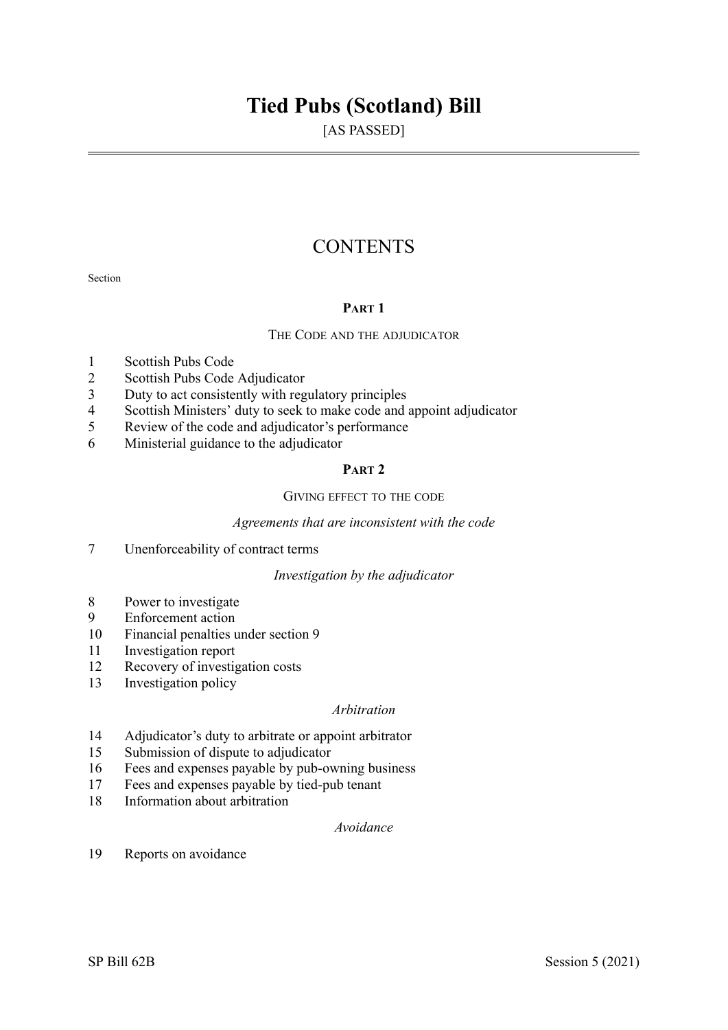# Tied Pubs (Scotland) Bill

[AS PASSED]

## CONTENTS

Section

### PART 1

THE CODE AND THE ADJUDICATOR

1 Scottish Pubs Code
2 Scottish Pubs Code Adjudicator
3 Duty to act consistently with regulatory principles
4 Scottish Ministers' duty to seek to make code and appoint adjudicator
5 Review of the code and adjudicator's performance
6 Ministerial guidance to the adjudicator

### PART 2

GIVING EFFECT TO THE CODE

*Agreements that are inconsistent with the code*

7 Unenforceability of contract terms

*Investigation by the adjudicator*

8 Power to investigate
9 Enforcement action
10 Financial penalties under section 9
11 Investigation report
12 Recovery of investigation costs
13 Investigation policy

*Arbitration*

14 Adjudicator's duty to arbitrate or appoint arbitrator
15 Submission of dispute to adjudicator
16 Fees and expenses payable by pub-owning business
17 Fees and expenses payable by tied-pub tenant
18 Information about arbitration

*Avoidance*

19 Reports on avoidance

SP Bill 62B Session 5 (2021)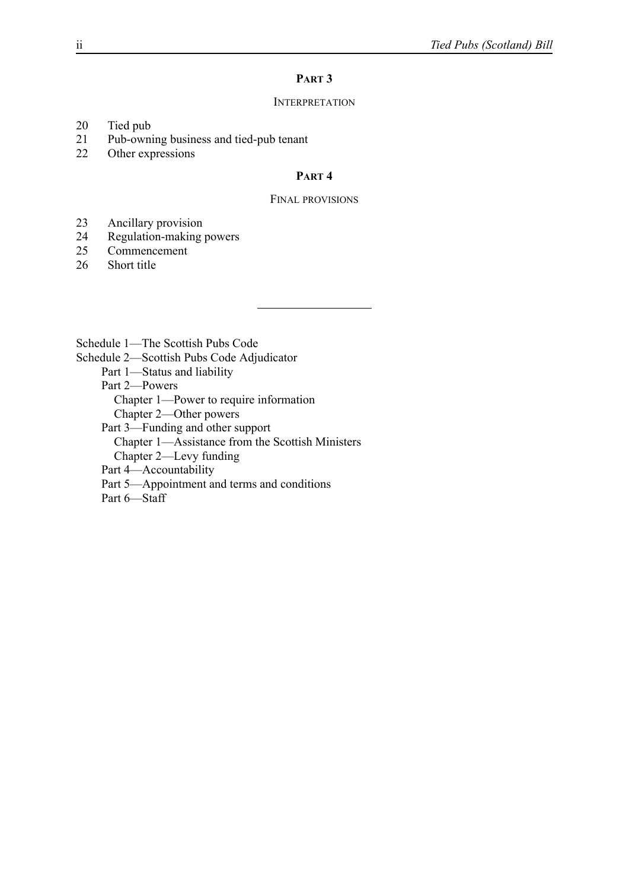## PART 3

### INTERPRETATION

20 Tied pub
21 Pub-owning business and tied-pub tenant
22 Other expressions

## PART 4

### FINAL PROVISIONS

23 Ancillary provision
24 Regulation-making powers
25 Commencement
26 Short title

---

Schedule 1—The Scottish Pubs Code
Schedule 2—Scottish Pubs Code Adjudicator
- Part 1—Status and liability
- Part 2—Powers
  - Chapter 1—Power to require information
  - Chapter 2—Other powers
- Part 3—Funding and other support
  - Chapter 1—Assistance from the Scottish Ministers
  - Chapter 2—Levy funding
- Part 4—Accountability
- Part 5—Appointment and terms and conditions
- Part 6—Staff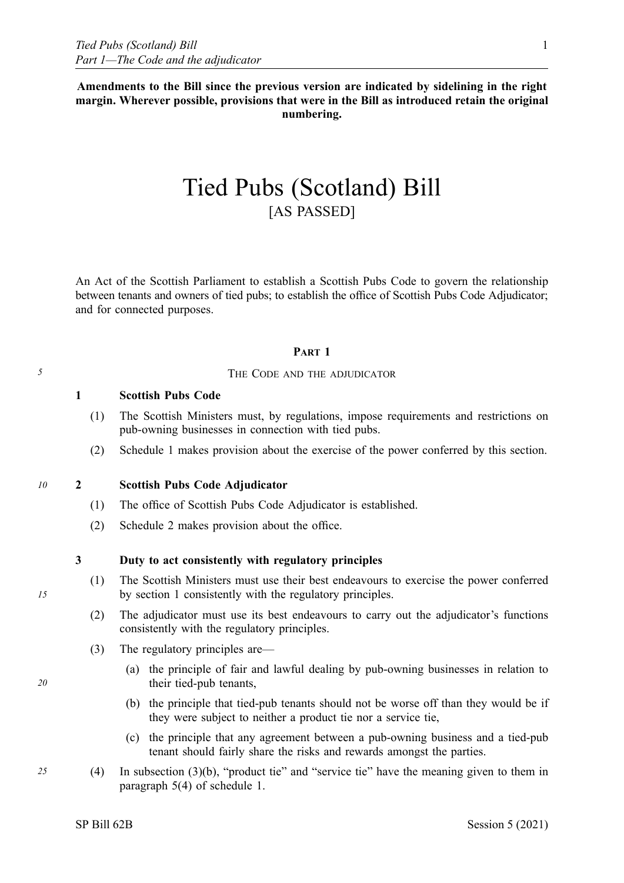**Amendments to the Bill since the previous version are indicated by sidelining in the right margin. Wherever possible, provisions that were in the Bill as introduced retain the original numbering.**

# Tied Pubs (Scotland) Bill

[AS PASSED]

An Act of the Scottish Parliament to establish a Scottish Pubs Code to govern the relationship between tenants and owners of tied pubs; to establish the office of Scottish Pubs Code Adjudicator; and for connected purposes.

## PART 1

## THE CODE AND THE ADJUDICATOR

### 1 Scottish Pubs Code

(1) The Scottish Ministers must, by regulations, impose requirements and restrictions on pub-owning businesses in connection with tied pubs.

(2) Schedule 1 makes provision about the exercise of the power conferred by this section.

### 2 Scottish Pubs Code Adjudicator

(1) The office of Scottish Pubs Code Adjudicator is established.

(2) Schedule 2 makes provision about the office.

### 3 Duty to act consistently with regulatory principles

(1) The Scottish Ministers must use their best endeavours to exercise the power conferred by section 1 consistently with the regulatory principles.

(2) The adjudicator must use its best endeavours to carry out the adjudicator's functions consistently with the regulatory principles.

(3) The regulatory principles are—

(a) the principle of fair and lawful dealing by pub-owning businesses in relation to their tied-pub tenants,

(b) the principle that tied-pub tenants should not be worse off than they would be if they were subject to neither a product tie nor a service tie,

(c) the principle that any agreement between a pub-owning business and a tied-pub tenant should fairly share the risks and rewards amongst the parties.

(4) In subsection (3)(b), "product tie" and "service tie" have the meaning given to them in paragraph 5(4) of schedule 1.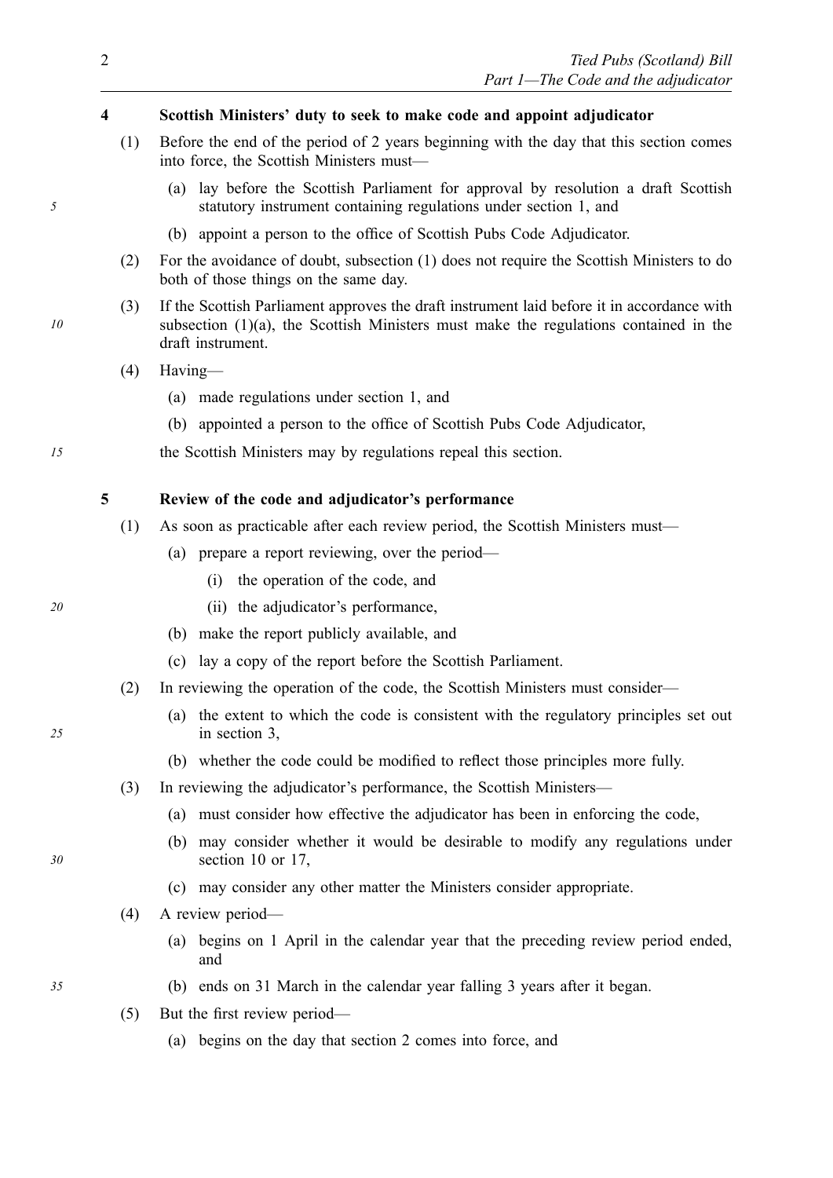**4 Scottish Ministers' duty to seek to make code and appoint adjudicator**

(1) Before the end of the period of 2 years beginning with the day that this section comes into force, the Scottish Ministers must—

(a) lay before the Scottish Parliament for approval by resolution a draft Scottish statutory instrument containing regulations under section 1, and

(b) appoint a person to the office of Scottish Pubs Code Adjudicator.

(2) For the avoidance of doubt, subsection (1) does not require the Scottish Ministers to do both of those things on the same day.

(3) If the Scottish Parliament approves the draft instrument laid before it in accordance with subsection (1)(a), the Scottish Ministers must make the regulations contained in the draft instrument.

(4) Having—

(a) made regulations under section 1, and

(b) appointed a person to the office of Scottish Pubs Code Adjudicator,

the Scottish Ministers may by regulations repeal this section.

**5 Review of the code and adjudicator's performance**

(1) As soon as practicable after each review period, the Scottish Ministers must—

(a) prepare a report reviewing, over the period—

(i) the operation of the code, and

(ii) the adjudicator's performance,

(b) make the report publicly available, and

(c) lay a copy of the report before the Scottish Parliament.

(2) In reviewing the operation of the code, the Scottish Ministers must consider—

(a) the extent to which the code is consistent with the regulatory principles set out in section 3,

(b) whether the code could be modified to reflect those principles more fully.

(3) In reviewing the adjudicator's performance, the Scottish Ministers—

(a) must consider how effective the adjudicator has been in enforcing the code,

(b) may consider whether it would be desirable to modify any regulations under section 10 or 17,

(c) may consider any other matter the Ministers consider appropriate.

(4) A review period—

(a) begins on 1 April in the calendar year that the preceding review period ended, and

(b) ends on 31 March in the calendar year falling 3 years after it began.

(5) But the first review period—

(a) begins on the day that section 2 comes into force, and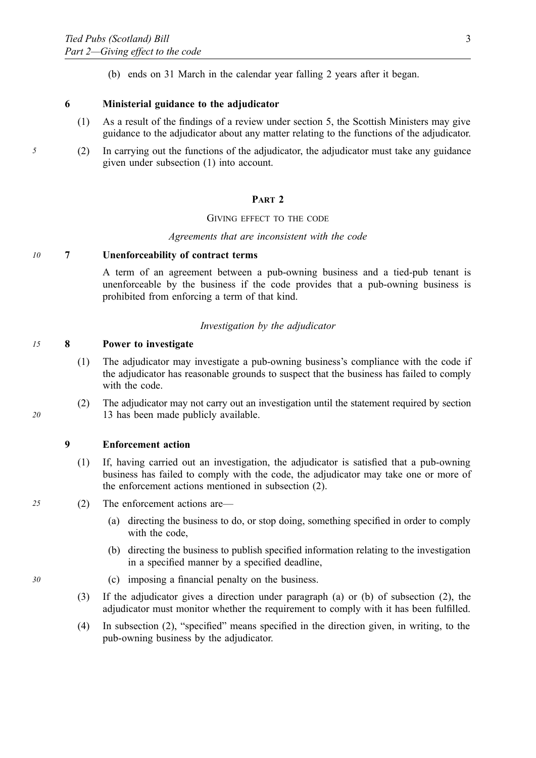(b) ends on 31 March in the calendar year falling 2 years after it began.

### 6 Ministerial guidance to the adjudicator

(1) As a result of the findings of a review under section 5, the Scottish Ministers may give guidance to the adjudicator about any matter relating to the functions of the adjudicator.

(2) In carrying out the functions of the adjudicator, the adjudicator must take any guidance given under subsection (1) into account.

## PART 2

## GIVING EFFECT TO THE CODE

*Agreements that are inconsistent with the code*

### 7 Unenforceability of contract terms

A term of an agreement between a pub-owning business and a tied-pub tenant is unenforceable by the business if the code provides that a pub-owning business is prohibited from enforcing a term of that kind.

*Investigation by the adjudicator*

### 8 Power to investigate

(1) The adjudicator may investigate a pub-owning business's compliance with the code if the adjudicator has reasonable grounds to suspect that the business has failed to comply with the code.

(2) The adjudicator may not carry out an investigation until the statement required by section 13 has been made publicly available.

### 9 Enforcement action

(1) If, having carried out an investigation, the adjudicator is satisfied that a pub-owning business has failed to comply with the code, the adjudicator may take one or more of the enforcement actions mentioned in subsection (2).

(2) The enforcement actions are—

(a) directing the business to do, or stop doing, something specified in order to comply with the code,

(b) directing the business to publish specified information relating to the investigation in a specified manner by a specified deadline,

(c) imposing a financial penalty on the business.

(3) If the adjudicator gives a direction under paragraph (a) or (b) of subsection (2), the adjudicator must monitor whether the requirement to comply with it has been fulfilled.

(4) In subsection (2), "specified" means specified in the direction given, in writing, to the pub-owning business by the adjudicator.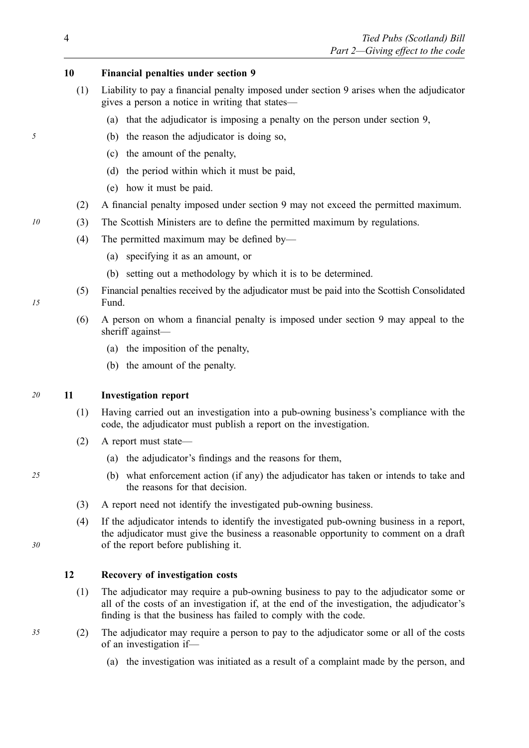### 10 Financial penalties under section 9

(1) Liability to pay a financial penalty imposed under section 9 arises when the adjudicator gives a person a notice in writing that states—

- (a) that the adjudicator is imposing a penalty on the person under section 9,
- (b) the reason the adjudicator is doing so,
- (c) the amount of the penalty,
- (d) the period within which it must be paid,
- (e) how it must be paid.

(2) A financial penalty imposed under section 9 may not exceed the permitted maximum.

(3) The Scottish Ministers are to define the permitted maximum by regulations.

(4) The permitted maximum may be defined by—

- (a) specifying it as an amount, or
- (b) setting out a methodology by which it is to be determined.

(5) Financial penalties received by the adjudicator must be paid into the Scottish Consolidated Fund.

(6) A person on whom a financial penalty is imposed under section 9 may appeal to the sheriff against—

- (a) the imposition of the penalty,
- (b) the amount of the penalty.

### 11 Investigation report

(1) Having carried out an investigation into a pub-owning business's compliance with the code, the adjudicator must publish a report on the investigation.

(2) A report must state—

- (a) the adjudicator's findings and the reasons for them,
- (b) what enforcement action (if any) the adjudicator has taken or intends to take and the reasons for that decision.

(3) A report need not identify the investigated pub-owning business.

(4) If the adjudicator intends to identify the investigated pub-owning business in a report, the adjudicator must give the business a reasonable opportunity to comment on a draft of the report before publishing it.

### 12 Recovery of investigation costs

(1) The adjudicator may require a pub-owning business to pay to the adjudicator some or all of the costs of an investigation if, at the end of the investigation, the adjudicator's finding is that the business has failed to comply with the code.

(2) The adjudicator may require a person to pay to the adjudicator some or all of the costs of an investigation if—

- (a) the investigation was initiated as a result of a complaint made by the person, and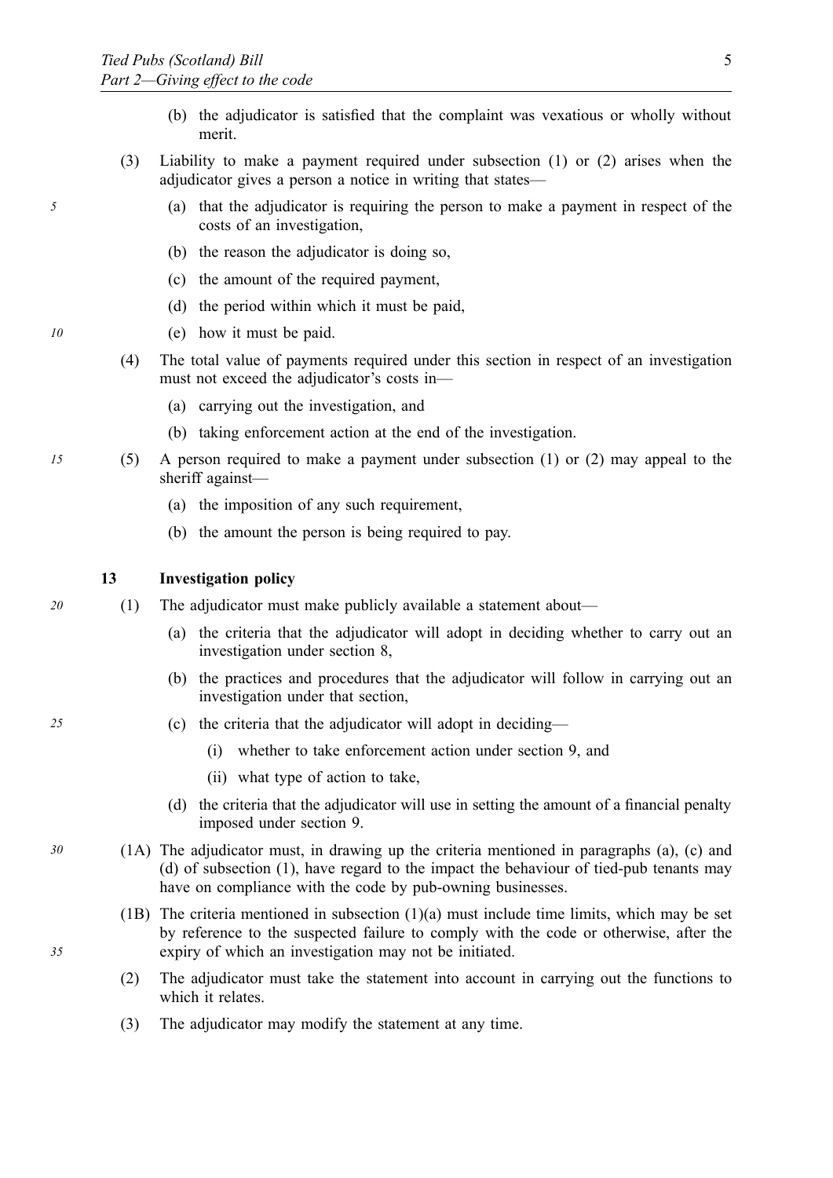(b) the adjudicator is satisfied that the complaint was vexatious or wholly without merit.

(3) Liability to make a payment required under subsection (1) or (2) arises when the adjudicator gives a person a notice in writing that states—

(a) that the adjudicator is requiring the person to make a payment in respect of the costs of an investigation,

(b) the reason the adjudicator is doing so,

(c) the amount of the required payment,

(d) the period within which it must be paid,

(e) how it must be paid.

(4) The total value of payments required under this section in respect of an investigation must not exceed the adjudicator's costs in—

(a) carrying out the investigation, and

(b) taking enforcement action at the end of the investigation.

(5) A person required to make a payment under subsection (1) or (2) may appeal to the sheriff against—

(a) the imposition of any such requirement,

(b) the amount the person is being required to pay.

## 13 Investigation policy

(1) The adjudicator must make publicly available a statement about—

(a) the criteria that the adjudicator will adopt in deciding whether to carry out an investigation under section 8,

(b) the practices and procedures that the adjudicator will follow in carrying out an investigation under that section,

(c) the criteria that the adjudicator will adopt in deciding—

(i) whether to take enforcement action under section 9, and

(ii) what type of action to take,

(d) the criteria that the adjudicator will use in setting the amount of a financial penalty imposed under section 9.

(1A) The adjudicator must, in drawing up the criteria mentioned in paragraphs (a), (c) and (d) of subsection (1), have regard to the impact the behaviour of tied-pub tenants may have on compliance with the code by pub-owning businesses.

(1B) The criteria mentioned in subsection (1)(a) must include time limits, which may be set by reference to the suspected failure to comply with the code or otherwise, after the expiry of which an investigation may not be initiated.

(2) The adjudicator must take the statement into account in carrying out the functions to which it relates.

(3) The adjudicator may modify the statement at any time.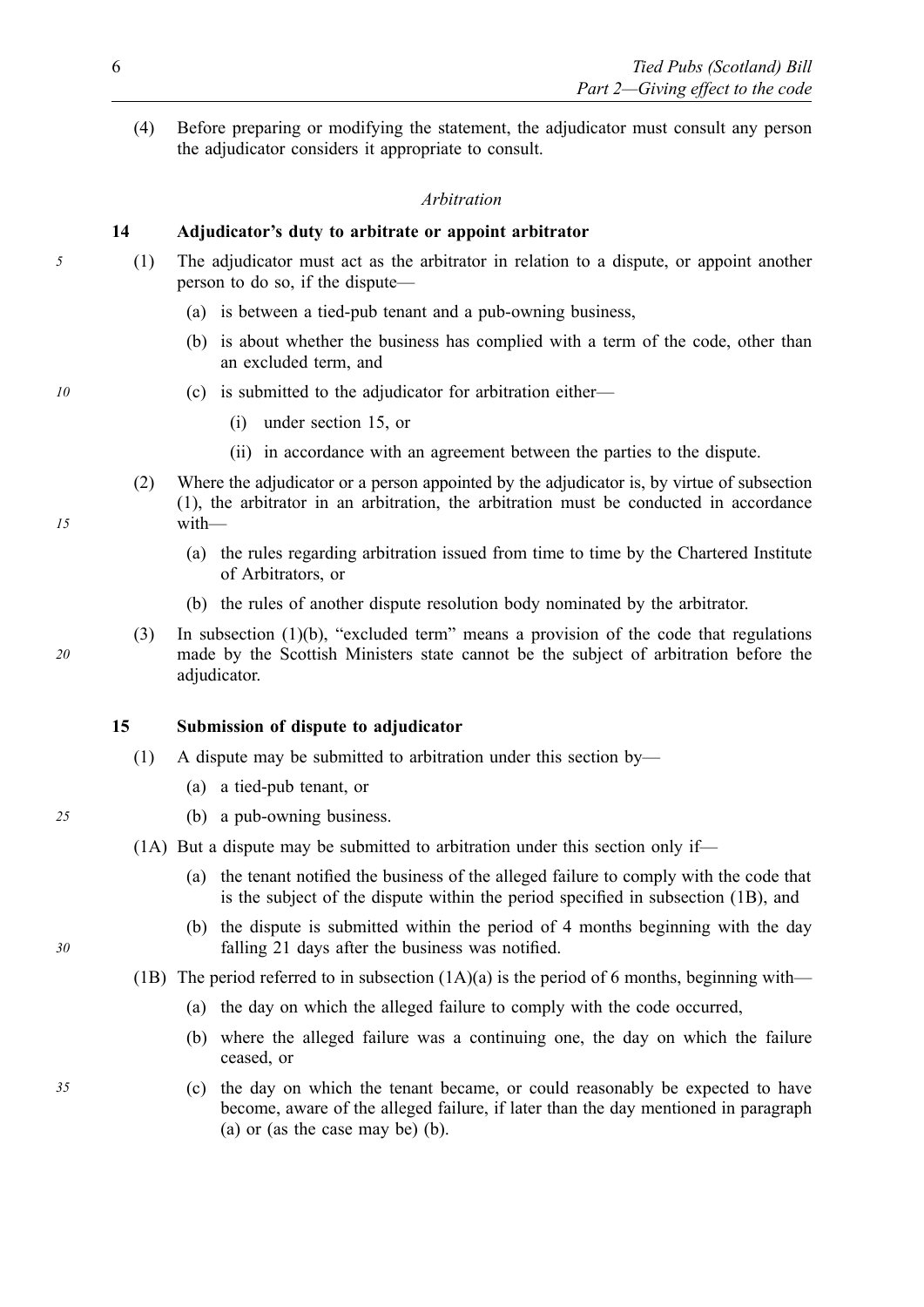(4) Before preparing or modifying the statement, the adjudicator must consult any person the adjudicator considers it appropriate to consult.

*Arbitration*

**14 Adjudicator's duty to arbitrate or appoint arbitrator**

(1) The adjudicator must act as the arbitrator in relation to a dispute, or appoint another person to do so, if the dispute—

(a) is between a tied-pub tenant and a pub-owning business,

(b) is about whether the business has complied with a term of the code, other than an excluded term, and

(c) is submitted to the adjudicator for arbitration either—

(i) under section 15, or

(ii) in accordance with an agreement between the parties to the dispute.

(2) Where the adjudicator or a person appointed by the adjudicator is, by virtue of subsection (1), the arbitrator in an arbitration, the arbitration must be conducted in accordance with—

(a) the rules regarding arbitration issued from time to time by the Chartered Institute of Arbitrators, or

(b) the rules of another dispute resolution body nominated by the arbitrator.

(3) In subsection (1)(b), "excluded term" means a provision of the code that regulations made by the Scottish Ministers state cannot be the subject of arbitration before the adjudicator.

**15 Submission of dispute to adjudicator**

(1) A dispute may be submitted to arbitration under this section by—

(a) a tied-pub tenant, or

(b) a pub-owning business.

(1A) But a dispute may be submitted to arbitration under this section only if—

(a) the tenant notified the business of the alleged failure to comply with the code that is the subject of the dispute within the period specified in subsection (1B), and

(b) the dispute is submitted within the period of 4 months beginning with the day falling 21 days after the business was notified.

(1B) The period referred to in subsection (1A)(a) is the period of 6 months, beginning with—

(a) the day on which the alleged failure to comply with the code occurred,

(b) where the alleged failure was a continuing one, the day on which the failure ceased, or

(c) the day on which the tenant became, or could reasonably be expected to have become, aware of the alleged failure, if later than the day mentioned in paragraph (a) or (as the case may be) (b).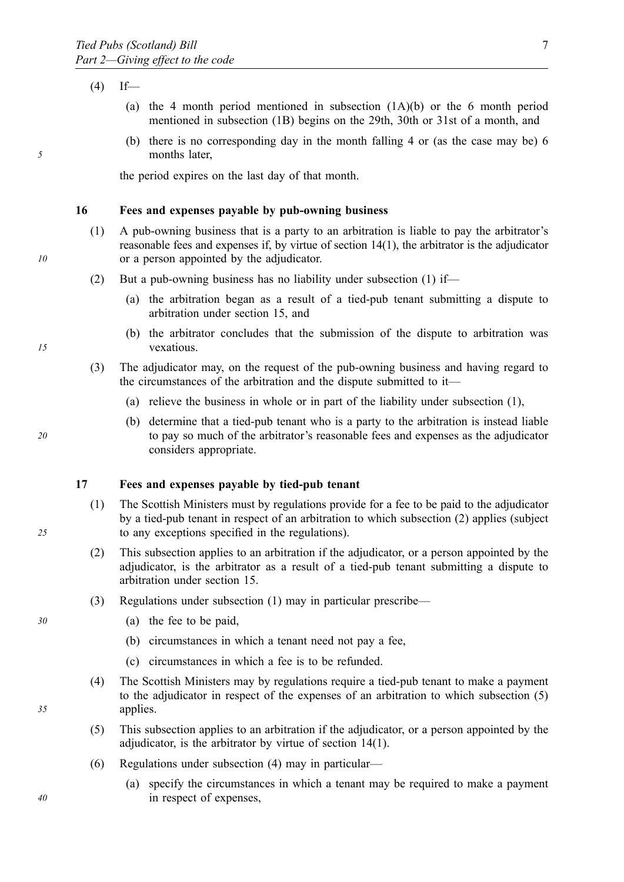(4) If—

(a) the 4 month period mentioned in subsection (1A)(b) or the 6 month period mentioned in subsection (1B) begins on the 29th, 30th or 31st of a month, and

(b) there is no corresponding day in the month falling 4 or (as the case may be) 6 months later,

the period expires on the last day of that month.

### 16 Fees and expenses payable by pub-owning business

(1) A pub-owning business that is a party to an arbitration is liable to pay the arbitrator's reasonable fees and expenses if, by virtue of section 14(1), the arbitrator is the adjudicator or a person appointed by the adjudicator.

(2) But a pub-owning business has no liability under subsection (1) if—

(a) the arbitration began as a result of a tied-pub tenant submitting a dispute to arbitration under section 15, and

(b) the arbitrator concludes that the submission of the dispute to arbitration was vexatious.

(3) The adjudicator may, on the request of the pub-owning business and having regard to the circumstances of the arbitration and the dispute submitted to it—

(a) relieve the business in whole or in part of the liability under subsection (1),

(b) determine that a tied-pub tenant who is a party to the arbitration is instead liable to pay so much of the arbitrator's reasonable fees and expenses as the adjudicator considers appropriate.

### 17 Fees and expenses payable by tied-pub tenant

(1) The Scottish Ministers must by regulations provide for a fee to be paid to the adjudicator by a tied-pub tenant in respect of an arbitration to which subsection (2) applies (subject to any exceptions specified in the regulations).

(2) This subsection applies to an arbitration if the adjudicator, or a person appointed by the adjudicator, is the arbitrator as a result of a tied-pub tenant submitting a dispute to arbitration under section 15.

(3) Regulations under subsection (1) may in particular prescribe—

(a) the fee to be paid,

(b) circumstances in which a tenant need not pay a fee,

(c) circumstances in which a fee is to be refunded.

(4) The Scottish Ministers may by regulations require a tied-pub tenant to make a payment to the adjudicator in respect of the expenses of an arbitration to which subsection (5) applies.

(5) This subsection applies to an arbitration if the adjudicator, or a person appointed by the adjudicator, is the arbitrator by virtue of section 14(1).

(6) Regulations under subsection (4) may in particular—

(a) specify the circumstances in which a tenant may be required to make a payment in respect of expenses,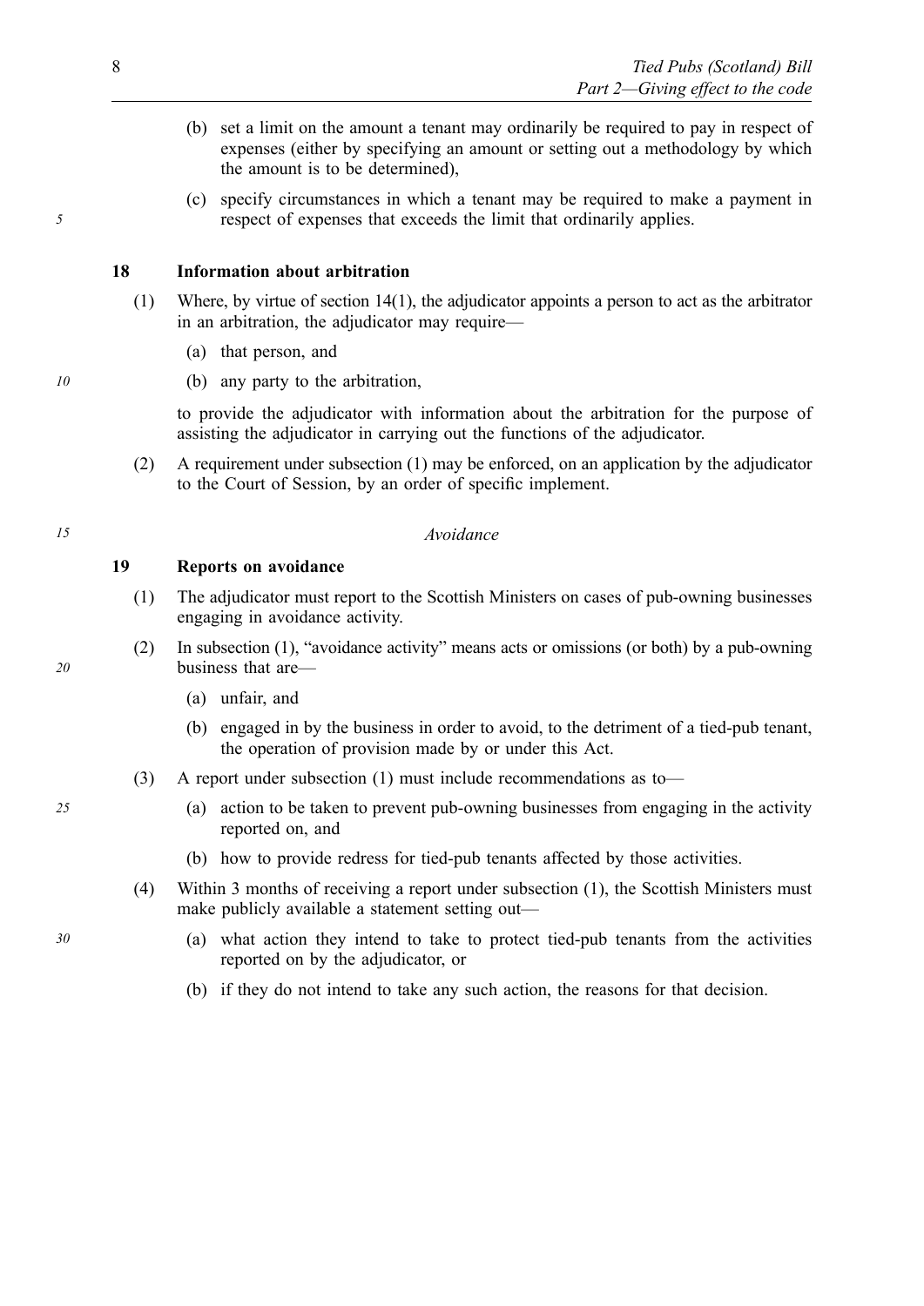(b) set a limit on the amount a tenant may ordinarily be required to pay in respect of expenses (either by specifying an amount or setting out a methodology by which the amount is to be determined),

(c) specify circumstances in which a tenant may be required to make a payment in respect of expenses that exceeds the limit that ordinarily applies.

**18 Information about arbitration**

(1) Where, by virtue of section 14(1), the adjudicator appoints a person to act as the arbitrator in an arbitration, the adjudicator may require—

(a) that person, and

(b) any party to the arbitration,

to provide the adjudicator with information about the arbitration for the purpose of assisting the adjudicator in carrying out the functions of the adjudicator.

(2) A requirement under subsection (1) may be enforced, on an application by the adjudicator to the Court of Session, by an order of specific implement.

*Avoidance*

**19 Reports on avoidance**

(1) The adjudicator must report to the Scottish Ministers on cases of pub-owning businesses engaging in avoidance activity.

(2) In subsection (1), "avoidance activity" means acts or omissions (or both) by a pub-owning business that are—

(a) unfair, and

(b) engaged in by the business in order to avoid, to the detriment of a tied-pub tenant, the operation of provision made by or under this Act.

(3) A report under subsection (1) must include recommendations as to—

(a) action to be taken to prevent pub-owning businesses from engaging in the activity reported on, and

(b) how to provide redress for tied-pub tenants affected by those activities.

(4) Within 3 months of receiving a report under subsection (1), the Scottish Ministers must make publicly available a statement setting out—

(a) what action they intend to take to protect tied-pub tenants from the activities reported on by the adjudicator, or

(b) if they do not intend to take any such action, the reasons for that decision.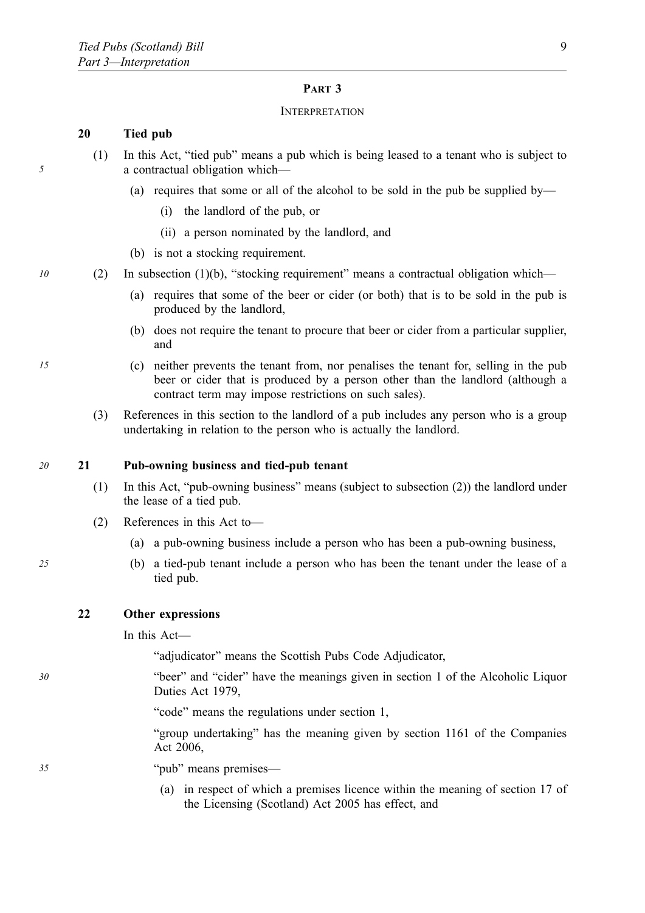## PART 3

### INTERPRETATION

**20 Tied pub**

(1) In this Act, "tied pub" means a pub which is being leased to a tenant who is subject to a contractual obligation which—

(a) requires that some or all of the alcohol to be sold in the pub be supplied by—

(i) the landlord of the pub, or

(ii) a person nominated by the landlord, and

(b) is not a stocking requirement.

(2) In subsection (1)(b), "stocking requirement" means a contractual obligation which—

(a) requires that some of the beer or cider (or both) that is to be sold in the pub is produced by the landlord,

(b) does not require the tenant to procure that beer or cider from a particular supplier, and

(c) neither prevents the tenant from, nor penalises the tenant for, selling in the pub beer or cider that is produced by a person other than the landlord (although a contract term may impose restrictions on such sales).

(3) References in this section to the landlord of a pub includes any person who is a group undertaking in relation to the person who is actually the landlord.

**21 Pub-owning business and tied-pub tenant**

(1) In this Act, "pub-owning business" means (subject to subsection (2)) the landlord under the lease of a tied pub.

(2) References in this Act to—

(a) a pub-owning business include a person who has been a pub-owning business,

(b) a tied-pub tenant include a person who has been the tenant under the lease of a tied pub.

**22 Other expressions**

In this Act—

"adjudicator" means the Scottish Pubs Code Adjudicator,

"beer" and "cider" have the meanings given in section 1 of the Alcoholic Liquor Duties Act 1979,

"code" means the regulations under section 1,

"group undertaking" has the meaning given by section 1161 of the Companies Act 2006,

"pub" means premises—

(a) in respect of which a premises licence within the meaning of section 17 of the Licensing (Scotland) Act 2005 has effect, and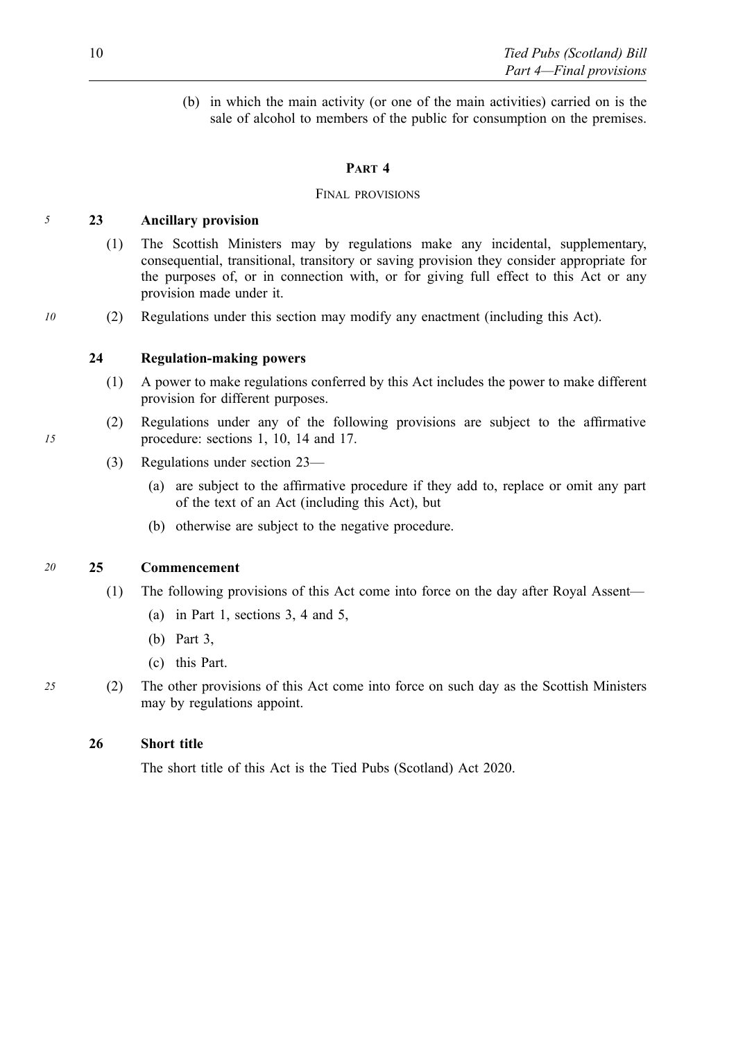(b) in which the main activity (or one of the main activities) carried on is the sale of alcohol to members of the public for consumption on the premises.

## PART 4

### FINAL PROVISIONS

**23 Ancillary provision**

(1) The Scottish Ministers may by regulations make any incidental, supplementary, consequential, transitional, transitory or saving provision they consider appropriate for the purposes of, or in connection with, or for giving full effect to this Act or any provision made under it.

(2) Regulations under this section may modify any enactment (including this Act).

**24 Regulation-making powers**

(1) A power to make regulations conferred by this Act includes the power to make different provision for different purposes.

(2) Regulations under any of the following provisions are subject to the affirmative procedure: sections 1, 10, 14 and 17.

(3) Regulations under section 23—

(a) are subject to the affirmative procedure if they add to, replace or omit any part of the text of an Act (including this Act), but

(b) otherwise are subject to the negative procedure.

**25 Commencement**

(1) The following provisions of this Act come into force on the day after Royal Assent—

(a) in Part 1, sections 3, 4 and 5,

(b) Part 3,

(c) this Part.

(2) The other provisions of this Act come into force on such day as the Scottish Ministers may by regulations appoint.

**26 Short title**

The short title of this Act is the Tied Pubs (Scotland) Act 2020.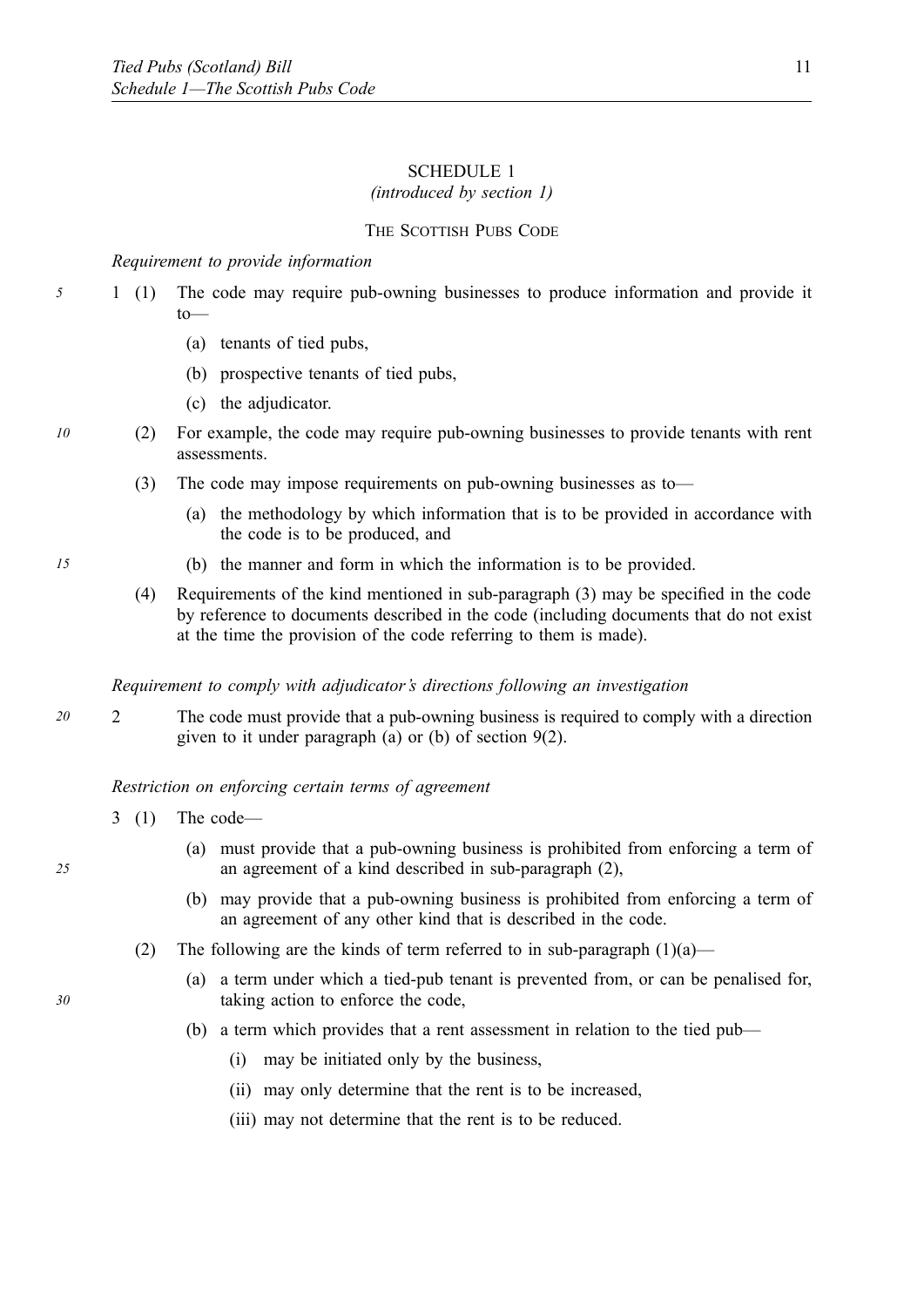## SCHEDULE 1

*(introduced by section 1)*

### THE SCOTTISH PUBS CODE

*Requirement to provide information*

1 (1) The code may require pub-owning businesses to produce information and provide it to—

(a) tenants of tied pubs,

(b) prospective tenants of tied pubs,

(c) the adjudicator.

(2) For example, the code may require pub-owning businesses to provide tenants with rent assessments.

(3) The code may impose requirements on pub-owning businesses as to—

(a) the methodology by which information that is to be provided in accordance with the code is to be produced, and

(b) the manner and form in which the information is to be provided.

(4) Requirements of the kind mentioned in sub-paragraph (3) may be specified in the code by reference to documents described in the code (including documents that do not exist at the time the provision of the code referring to them is made).

*Requirement to comply with adjudicator's directions following an investigation*

2 The code must provide that a pub-owning business is required to comply with a direction given to it under paragraph (a) or (b) of section 9(2).

*Restriction on enforcing certain terms of agreement*

3 (1) The code—

(a) must provide that a pub-owning business is prohibited from enforcing a term of an agreement of a kind described in sub-paragraph (2),

(b) may provide that a pub-owning business is prohibited from enforcing a term of an agreement of any other kind that is described in the code.

(2) The following are the kinds of term referred to in sub-paragraph (1)(a)—

(a) a term under which a tied-pub tenant is prevented from, or can be penalised for, taking action to enforce the code,

(b) a term which provides that a rent assessment in relation to the tied pub—

(i) may be initiated only by the business,

(ii) may only determine that the rent is to be increased,

(iii) may not determine that the rent is to be reduced.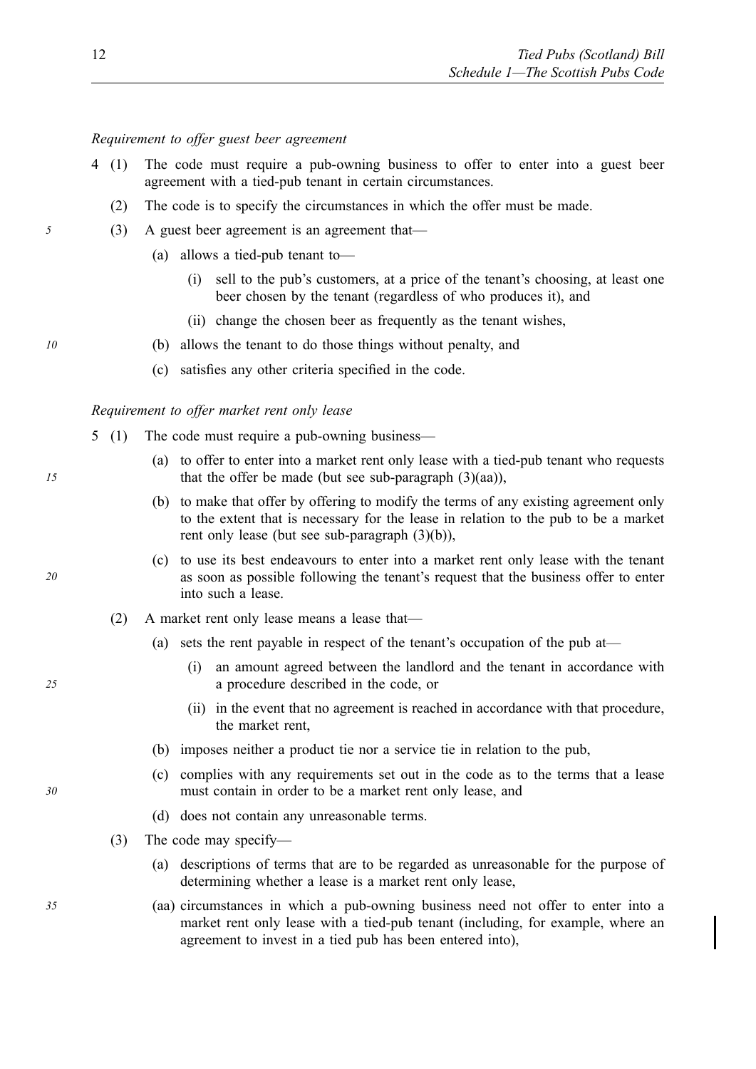*Requirement to offer guest beer agreement*

4 (1) The code must require a pub-owning business to offer to enter into a guest beer agreement with a tied-pub tenant in certain circumstances.

(2) The code is to specify the circumstances in which the offer must be made.

(3) A guest beer agreement is an agreement that—

(a) allows a tied-pub tenant to—

(i) sell to the pub's customers, at a price of the tenant's choosing, at least one beer chosen by the tenant (regardless of who produces it), and

(ii) change the chosen beer as frequently as the tenant wishes,

(b) allows the tenant to do those things without penalty, and

(c) satisfies any other criteria specified in the code.

*Requirement to offer market rent only lease*

5 (1) The code must require a pub-owning business—

(a) to offer to enter into a market rent only lease with a tied-pub tenant who requests that the offer be made (but see sub-paragraph (3)(aa)),

(b) to make that offer by offering to modify the terms of any existing agreement only to the extent that is necessary for the lease in relation to the pub to be a market rent only lease (but see sub-paragraph (3)(b)),

(c) to use its best endeavours to enter into a market rent only lease with the tenant as soon as possible following the tenant's request that the business offer to enter into such a lease.

(2) A market rent only lease means a lease that—

(a) sets the rent payable in respect of the tenant's occupation of the pub at—

(i) an amount agreed between the landlord and the tenant in accordance with a procedure described in the code, or

(ii) in the event that no agreement is reached in accordance with that procedure, the market rent,

(b) imposes neither a product tie nor a service tie in relation to the pub,

(c) complies with any requirements set out in the code as to the terms that a lease must contain in order to be a market rent only lease, and

(d) does not contain any unreasonable terms.

(3) The code may specify—

(a) descriptions of terms that are to be regarded as unreasonable for the purpose of determining whether a lease is a market rent only lease,

(aa) circumstances in which a pub-owning business need not offer to enter into a market rent only lease with a tied-pub tenant (including, for example, where an agreement to invest in a tied pub has been entered into),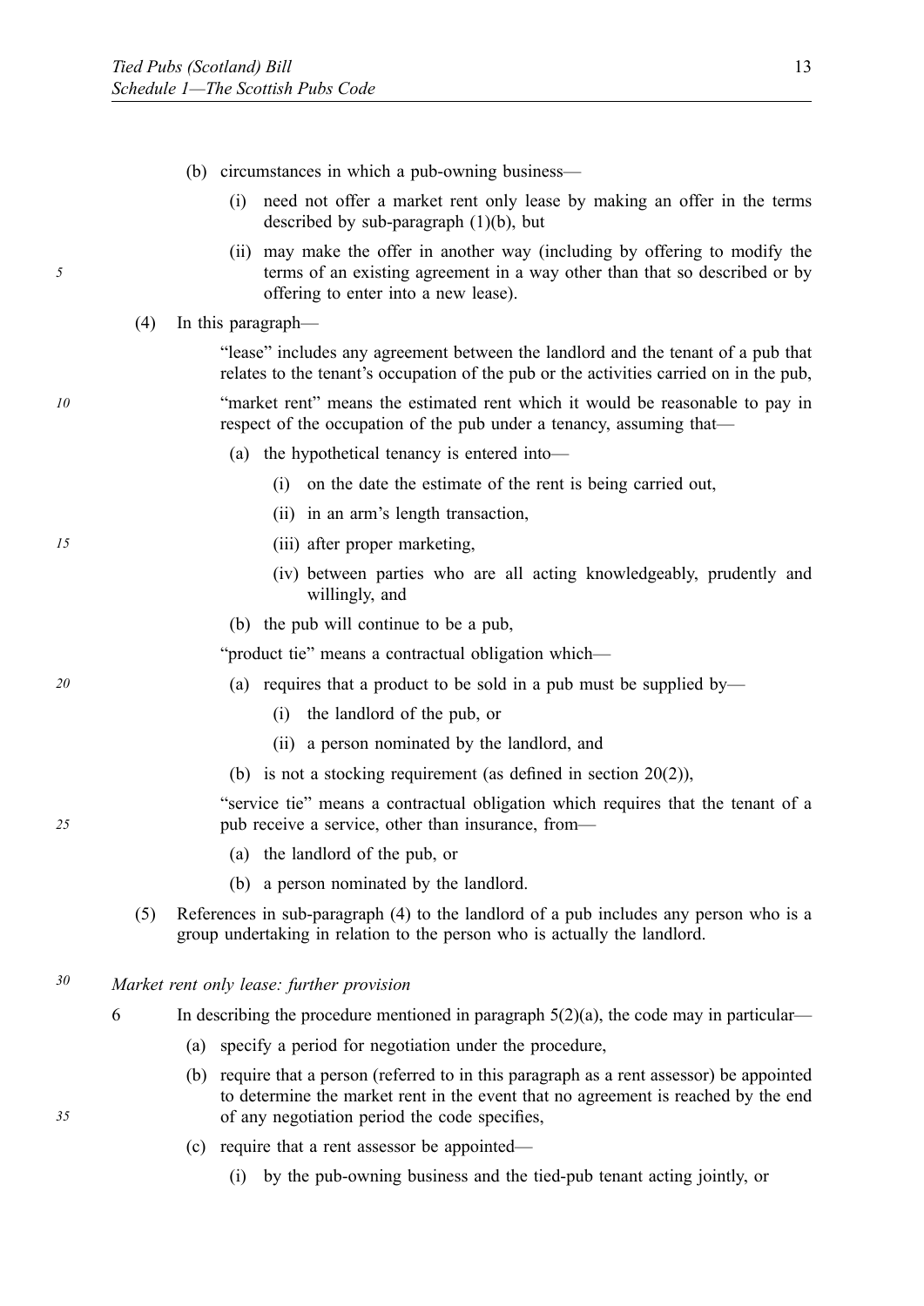(b) circumstances in which a pub-owning business—

   (i) need not offer a market rent only lease by making an offer in the terms described by sub-paragraph (1)(b), but

   (ii) may make the offer in another way (including by offering to modify the terms of an existing agreement in a way other than that so described or by offering to enter into a new lease).

(4) In this paragraph—

"lease" includes any agreement between the landlord and the tenant of a pub that relates to the tenant's occupation of the pub or the activities carried on in the pub,

"market rent" means the estimated rent which it would be reasonable to pay in respect of the occupation of the pub under a tenancy, assuming that—

   (a) the hypothetical tenancy is entered into—

      (i) on the date the estimate of the rent is being carried out,

      (ii) in an arm's length transaction,

      (iii) after proper marketing,

      (iv) between parties who are all acting knowledgeably, prudently and willingly, and

   (b) the pub will continue to be a pub,

"product tie" means a contractual obligation which—

   (a) requires that a product to be sold in a pub must be supplied by—

      (i) the landlord of the pub, or

      (ii) a person nominated by the landlord, and

   (b) is not a stocking requirement (as defined in section 20(2)),

"service tie" means a contractual obligation which requires that the tenant of a pub receive a service, other than insurance, from—

   (a) the landlord of the pub, or

   (b) a person nominated by the landlord.

(5) References in sub-paragraph (4) to the landlord of a pub includes any person who is a group undertaking in relation to the person who is actually the landlord.

*Market rent only lease: further provision*

6 In describing the procedure mentioned in paragraph 5(2)(a), the code may in particular—

   (a) specify a period for negotiation under the procedure,

   (b) require that a person (referred to in this paragraph as a rent assessor) be appointed to determine the market rent in the event that no agreement is reached by the end of any negotiation period the code specifies,

   (c) require that a rent assessor be appointed—

      (i) by the pub-owning business and the tied-pub tenant acting jointly, or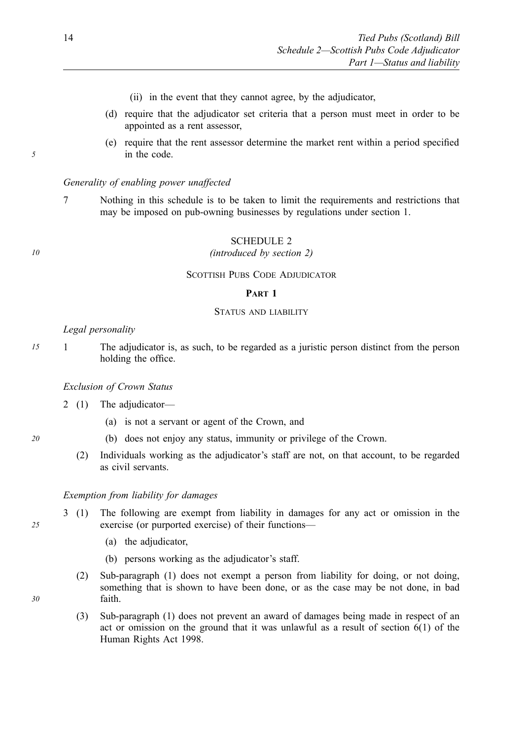(ii) in the event that they cannot agree, by the adjudicator,

(d) require that the adjudicator set criteria that a person must meet in order to be appointed as a rent assessor,

(e) require that the rent assessor determine the market rent within a period specified in the code.

*Generality of enabling power unaffected*

7 Nothing in this schedule is to be taken to limit the requirements and restrictions that may be imposed on pub-owning businesses by regulations under section 1.

## SCHEDULE 2

*(introduced by section 2)*

## SCOTTISH PUBS CODE ADJUDICATOR

### PART 1

### STATUS AND LIABILITY

*Legal personality*

1 The adjudicator is, as such, to be regarded as a juristic person distinct from the person holding the office.

*Exclusion of Crown Status*

2 (1) The adjudicator—

(a) is not a servant or agent of the Crown, and

(b) does not enjoy any status, immunity or privilege of the Crown.

(2) Individuals working as the adjudicator's staff are not, on that account, to be regarded as civil servants.

*Exemption from liability for damages*

3 (1) The following are exempt from liability in damages for any act or omission in the exercise (or purported exercise) of their functions—

(a) the adjudicator,

(b) persons working as the adjudicator's staff.

(2) Sub-paragraph (1) does not exempt a person from liability for doing, or not doing, something that is shown to have been done, or as the case may be not done, in bad faith.

(3) Sub-paragraph (1) does not prevent an award of damages being made in respect of an act or omission on the ground that it was unlawful as a result of section 6(1) of the Human Rights Act 1998.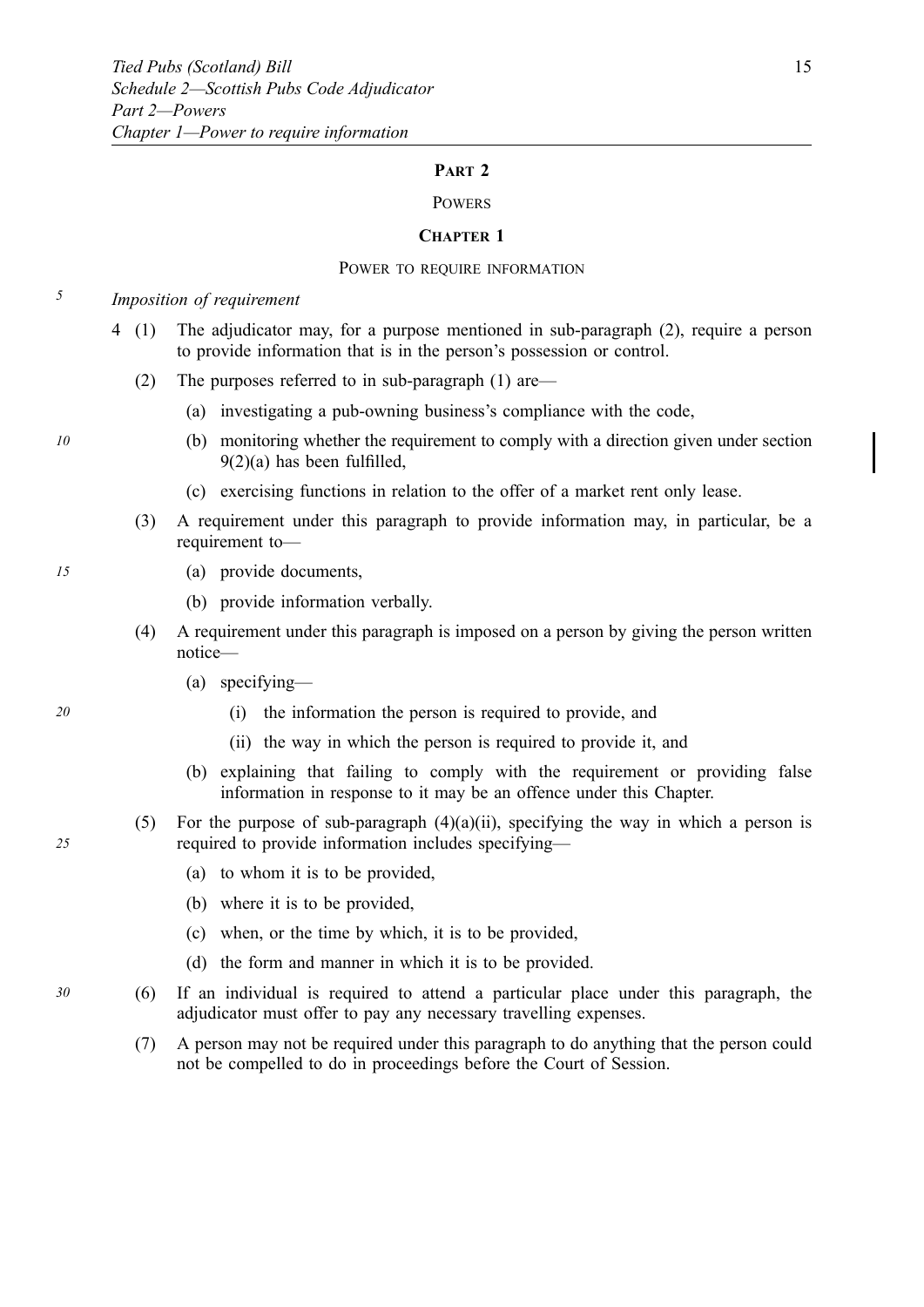## PART 2

### POWERS

### CHAPTER 1

#### POWER TO REQUIRE INFORMATION

*Imposition of requirement*

4 (1) The adjudicator may, for a purpose mentioned in sub-paragraph (2), require a person to provide information that is in the person's possession or control.

(2) The purposes referred to in sub-paragraph (1) are—

(a) investigating a pub-owning business's compliance with the code,

(b) monitoring whether the requirement to comply with a direction given under section 9(2)(a) has been fulfilled,

(c) exercising functions in relation to the offer of a market rent only lease.

(3) A requirement under this paragraph to provide information may, in particular, be a requirement to—

(a) provide documents,

(b) provide information verbally.

(4) A requirement under this paragraph is imposed on a person by giving the person written notice—

(a) specifying—

(i) the information the person is required to provide, and

(ii) the way in which the person is required to provide it, and

(b) explaining that failing to comply with the requirement or providing false information in response to it may be an offence under this Chapter.

(5) For the purpose of sub-paragraph (4)(a)(ii), specifying the way in which a person is required to provide information includes specifying—

(a) to whom it is to be provided,

(b) where it is to be provided,

(c) when, or the time by which, it is to be provided,

(d) the form and manner in which it is to be provided.

(6) If an individual is required to attend a particular place under this paragraph, the adjudicator must offer to pay any necessary travelling expenses.

(7) A person may not be required under this paragraph to do anything that the person could not be compelled to do in proceedings before the Court of Session.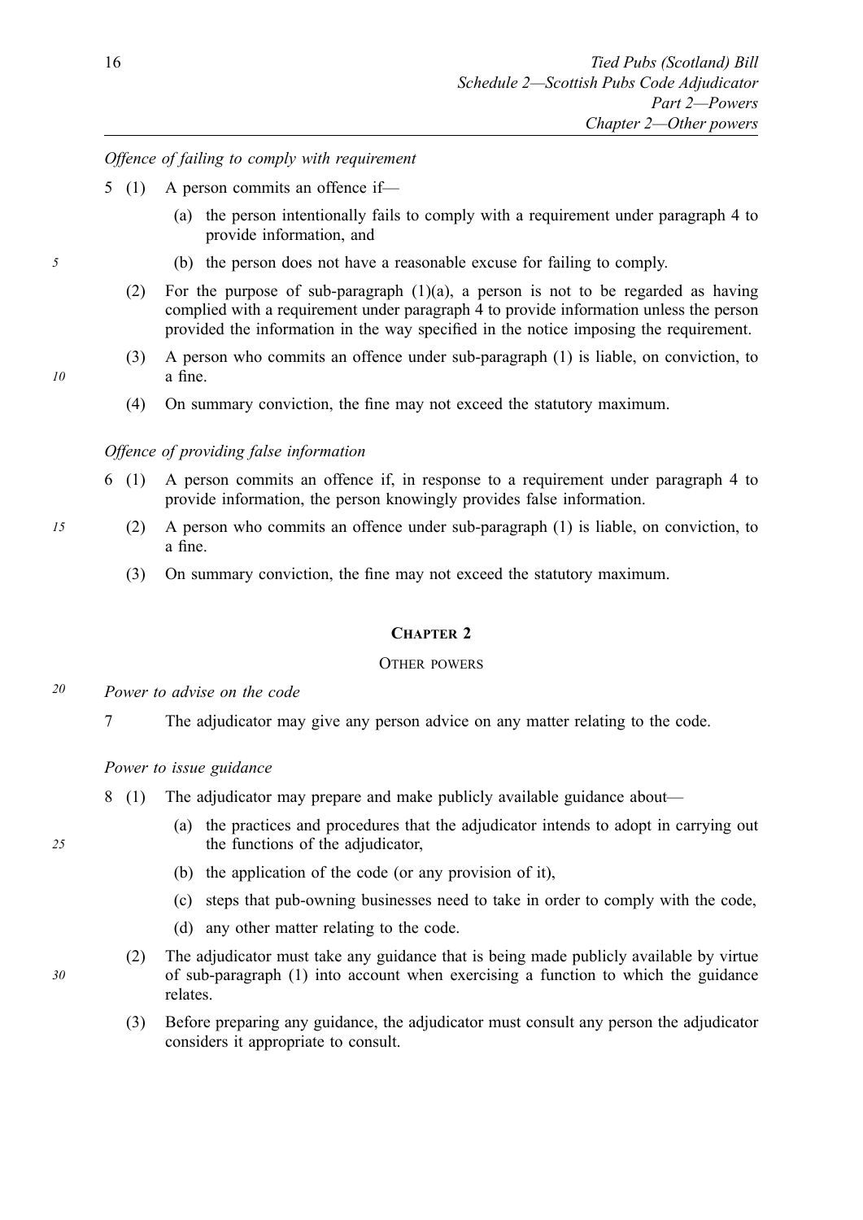*Offence of failing to comply with requirement*

5 (1) A person commits an offence if—

(a) the person intentionally fails to comply with a requirement under paragraph 4 to provide information, and

(b) the person does not have a reasonable excuse for failing to comply.

(2) For the purpose of sub-paragraph (1)(a), a person is not to be regarded as having complied with a requirement under paragraph 4 to provide information unless the person provided the information in the way specified in the notice imposing the requirement.

(3) A person who commits an offence under sub-paragraph (1) is liable, on conviction, to a fine.

(4) On summary conviction, the fine may not exceed the statutory maximum.

*Offence of providing false information*

6 (1) A person commits an offence if, in response to a requirement under paragraph 4 to provide information, the person knowingly provides false information.

(2) A person who commits an offence under sub-paragraph (1) is liable, on conviction, to a fine.

(3) On summary conviction, the fine may not exceed the statutory maximum.

## CHAPTER 2

### OTHER POWERS

*Power to advise on the code*

7 The adjudicator may give any person advice on any matter relating to the code.

*Power to issue guidance*

8 (1) The adjudicator may prepare and make publicly available guidance about—

(a) the practices and procedures that the adjudicator intends to adopt in carrying out the functions of the adjudicator,

(b) the application of the code (or any provision of it),

(c) steps that pub-owning businesses need to take in order to comply with the code,

(d) any other matter relating to the code.

(2) The adjudicator must take any guidance that is being made publicly available by virtue of sub-paragraph (1) into account when exercising a function to which the guidance relates.

(3) Before preparing any guidance, the adjudicator must consult any person the adjudicator considers it appropriate to consult.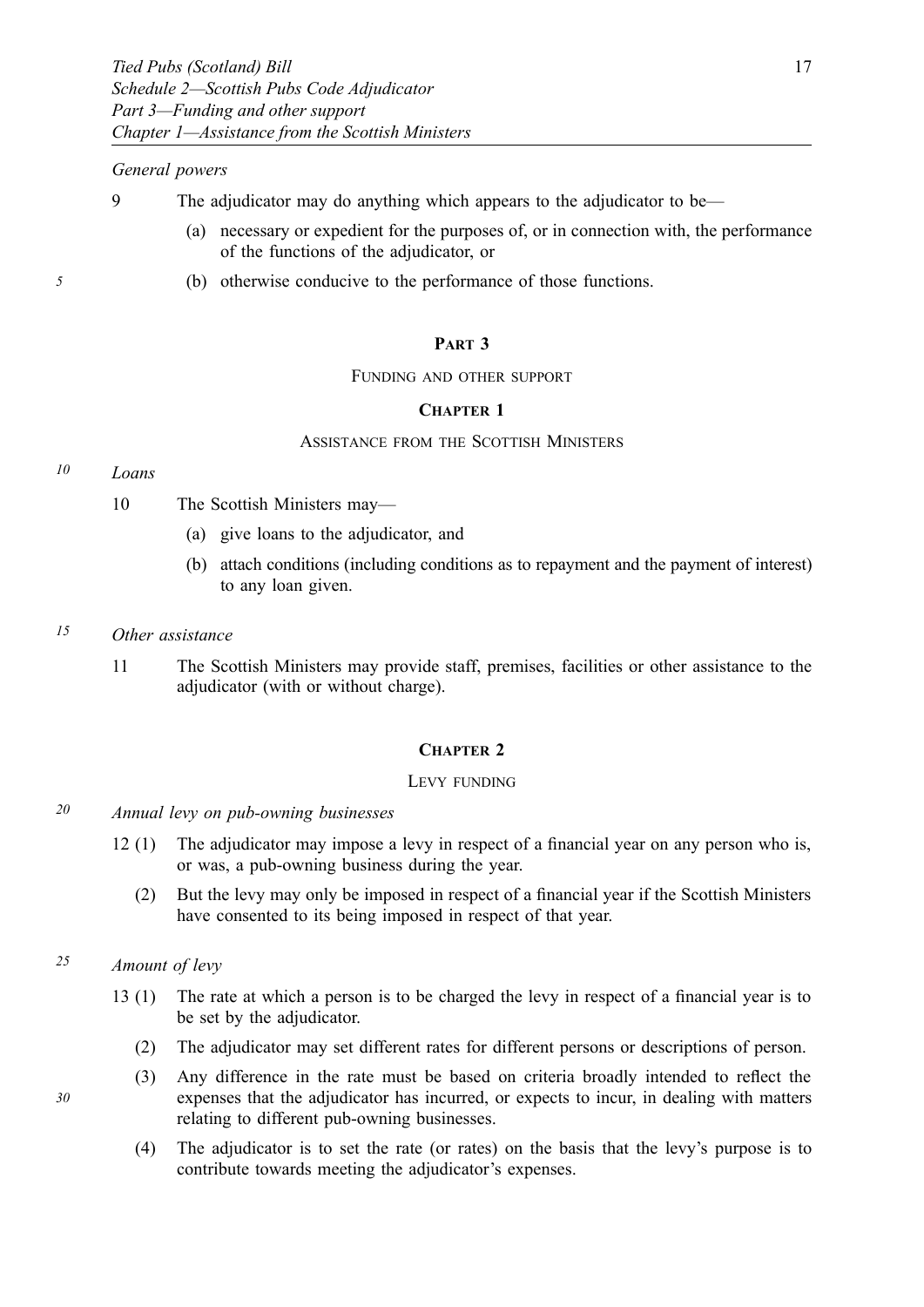*General powers*

9 The adjudicator may do anything which appears to the adjudicator to be—

(a) necessary or expedient for the purposes of, or in connection with, the performance of the functions of the adjudicator, or

(b) otherwise conducive to the performance of those functions.

## PART 3

### FUNDING AND OTHER SUPPORT

### CHAPTER 1

#### ASSISTANCE FROM THE SCOTTISH MINISTERS

*Loans*

10 The Scottish Ministers may—

(a) give loans to the adjudicator, and

(b) attach conditions (including conditions as to repayment and the payment of interest) to any loan given.

*Other assistance*

11 The Scottish Ministers may provide staff, premises, facilities or other assistance to the adjudicator (with or without charge).

### CHAPTER 2

#### LEVY FUNDING

*Annual levy on pub-owning businesses*

12 (1) The adjudicator may impose a levy in respect of a financial year on any person who is, or was, a pub-owning business during the year.

(2) But the levy may only be imposed in respect of a financial year if the Scottish Ministers have consented to its being imposed in respect of that year.

*Amount of levy*

13 (1) The rate at which a person is to be charged the levy in respect of a financial year is to be set by the adjudicator.

(2) The adjudicator may set different rates for different persons or descriptions of person.

(3) Any difference in the rate must be based on criteria broadly intended to reflect the expenses that the adjudicator has incurred, or expects to incur, in dealing with matters relating to different pub-owning businesses.

(4) The adjudicator is to set the rate (or rates) on the basis that the levy's purpose is to contribute towards meeting the adjudicator's expenses.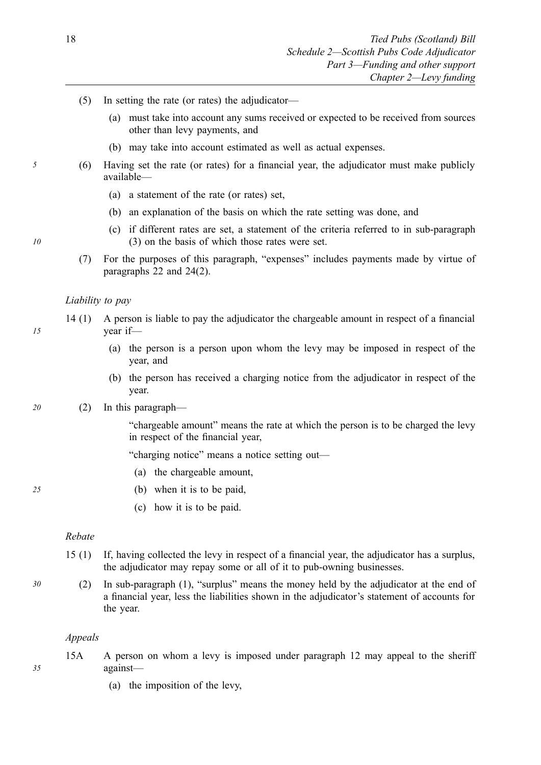(5) In setting the rate (or rates) the adjudicator—

   (a) must take into account any sums received or expected to be received from sources other than levy payments, and

   (b) may take into account estimated as well as actual expenses.

(6) Having set the rate (or rates) for a financial year, the adjudicator must make publicly available—

   (a) a statement of the rate (or rates) set,

   (b) an explanation of the basis on which the rate setting was done, and

   (c) if different rates are set, a statement of the criteria referred to in sub-paragraph (3) on the basis of which those rates were set.

(7) For the purposes of this paragraph, "expenses" includes payments made by virtue of paragraphs 22 and 24(2).

*Liability to pay*

14 (1) A person is liable to pay the adjudicator the chargeable amount in respect of a financial year if—

   (a) the person is a person upon whom the levy may be imposed in respect of the year, and

   (b) the person has received a charging notice from the adjudicator in respect of the year.

(2) In this paragraph—

"chargeable amount" means the rate at which the person is to be charged the levy in respect of the financial year,

"charging notice" means a notice setting out—

   (a) the chargeable amount,

   (b) when it is to be paid,

   (c) how it is to be paid.

*Rebate*

15 (1) If, having collected the levy in respect of a financial year, the adjudicator has a surplus, the adjudicator may repay some or all of it to pub-owning businesses.

(2) In sub-paragraph (1), "surplus" means the money held by the adjudicator at the end of a financial year, less the liabilities shown in the adjudicator's statement of accounts for the year.

*Appeals*

15A A person on whom a levy is imposed under paragraph 12 may appeal to the sheriff against—

   (a) the imposition of the levy,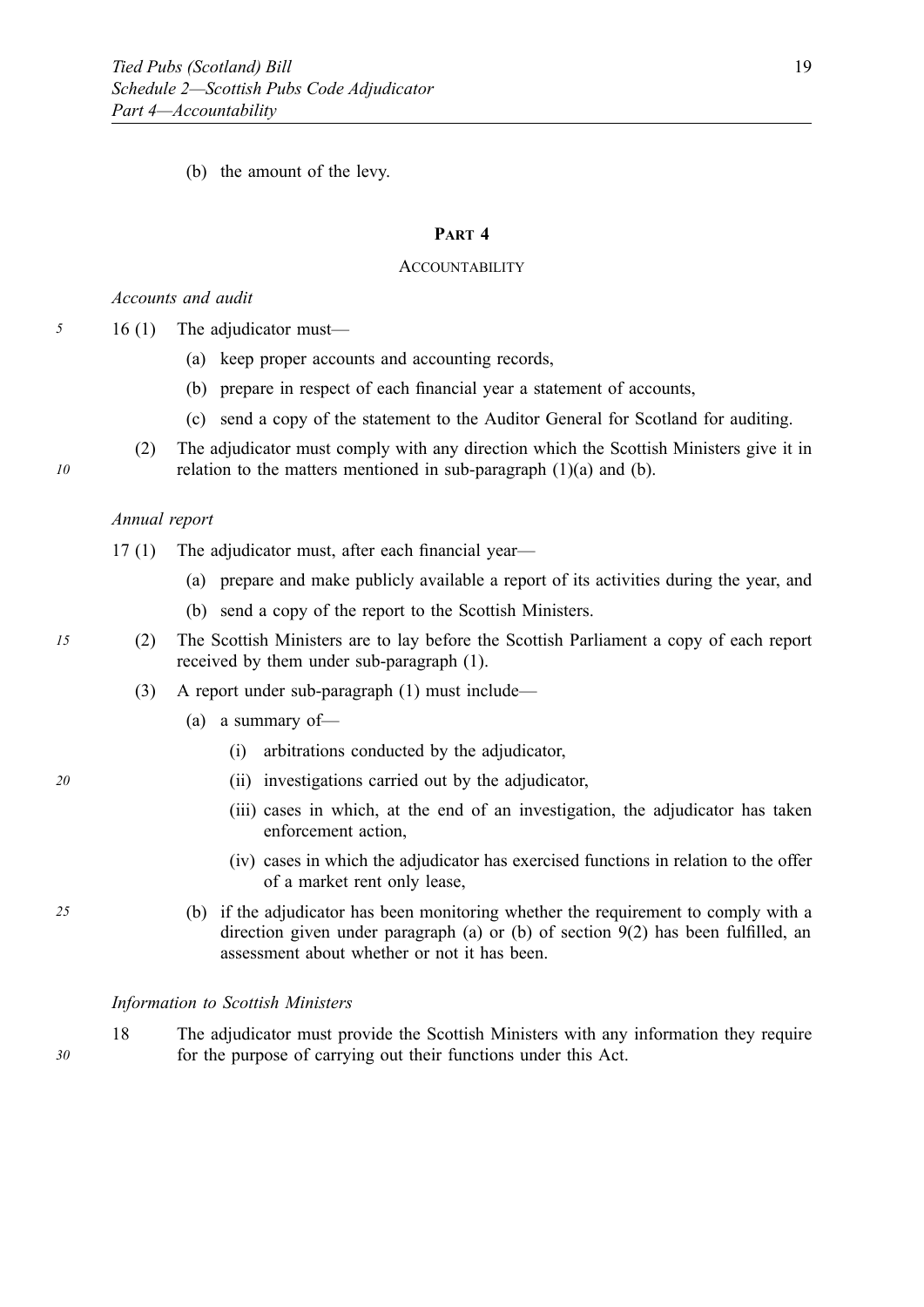(b) the amount of the levy.

## PART 4

### ACCOUNTABILITY

*Accounts and audit*

16 (1) The adjudicator must—

(a) keep proper accounts and accounting records,

(b) prepare in respect of each financial year a statement of accounts,

(c) send a copy of the statement to the Auditor General for Scotland for auditing.

(2) The adjudicator must comply with any direction which the Scottish Ministers give it in relation to the matters mentioned in sub-paragraph (1)(a) and (b).

*Annual report*

17 (1) The adjudicator must, after each financial year—

(a) prepare and make publicly available a report of its activities during the year, and

(b) send a copy of the report to the Scottish Ministers.

(2) The Scottish Ministers are to lay before the Scottish Parliament a copy of each report received by them under sub-paragraph (1).

(3) A report under sub-paragraph (1) must include—

(a) a summary of—

(i) arbitrations conducted by the adjudicator,

(ii) investigations carried out by the adjudicator,

(iii) cases in which, at the end of an investigation, the adjudicator has taken enforcement action,

(iv) cases in which the adjudicator has exercised functions in relation to the offer of a market rent only lease,

(b) if the adjudicator has been monitoring whether the requirement to comply with a direction given under paragraph (a) or (b) of section 9(2) has been fulfilled, an assessment about whether or not it has been.

*Information to Scottish Ministers*

18 The adjudicator must provide the Scottish Ministers with any information they require for the purpose of carrying out their functions under this Act.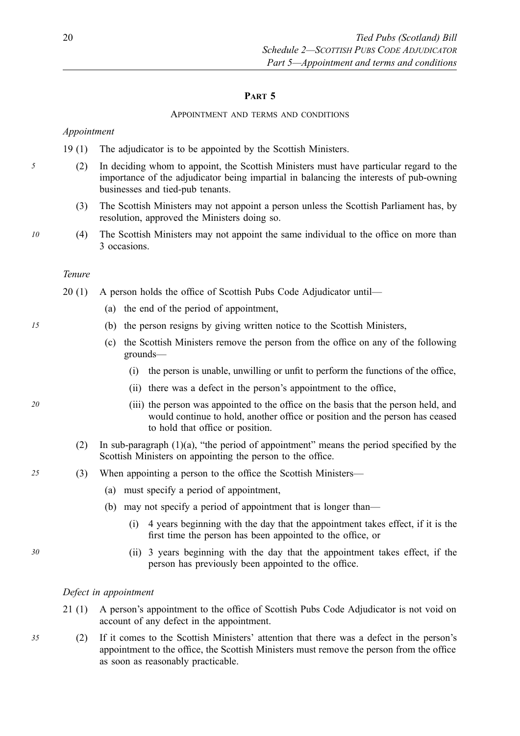## PART 5

### APPOINTMENT AND TERMS AND CONDITIONS

*Appointment*

19 (1) The adjudicator is to be appointed by the Scottish Ministers.

(2) In deciding whom to appoint, the Scottish Ministers must have particular regard to the importance of the adjudicator being impartial in balancing the interests of pub-owning businesses and tied-pub tenants.

(3) The Scottish Ministers may not appoint a person unless the Scottish Parliament has, by resolution, approved the Ministers doing so.

(4) The Scottish Ministers may not appoint the same individual to the office on more than 3 occasions.

*Tenure*

20 (1) A person holds the office of Scottish Pubs Code Adjudicator until—

(a) the end of the period of appointment,

(b) the person resigns by giving written notice to the Scottish Ministers,

(c) the Scottish Ministers remove the person from the office on any of the following grounds—

(i) the person is unable, unwilling or unfit to perform the functions of the office,

(ii) there was a defect in the person's appointment to the office,

(iii) the person was appointed to the office on the basis that the person held, and would continue to hold, another office or position and the person has ceased to hold that office or position.

(2) In sub-paragraph (1)(a), "the period of appointment" means the period specified by the Scottish Ministers on appointing the person to the office.

(3) When appointing a person to the office the Scottish Ministers—

(a) must specify a period of appointment,

(b) may not specify a period of appointment that is longer than—

(i) 4 years beginning with the day that the appointment takes effect, if it is the first time the person has been appointed to the office, or

(ii) 3 years beginning with the day that the appointment takes effect, if the person has previously been appointed to the office.

*Defect in appointment*

21 (1) A person's appointment to the office of Scottish Pubs Code Adjudicator is not void on account of any defect in the appointment.

(2) If it comes to the Scottish Ministers' attention that there was a defect in the person's appointment to the office, the Scottish Ministers must remove the person from the office as soon as reasonably practicable.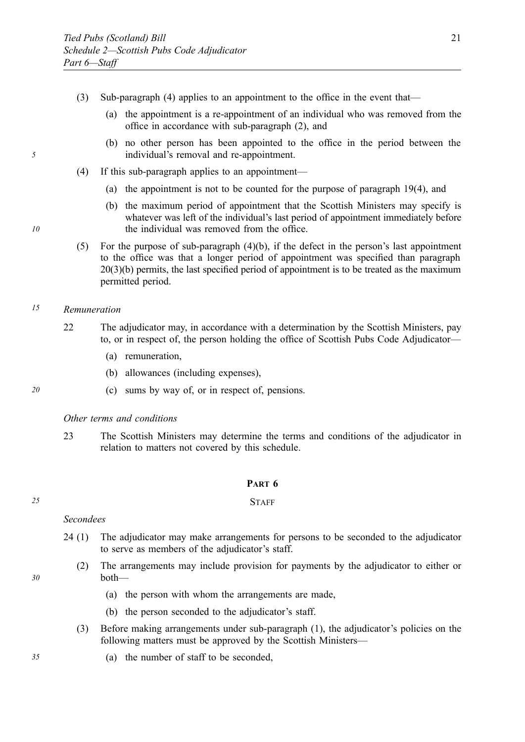(3) Sub-paragraph (4) applies to an appointment to the office in the event that—

(a) the appointment is a re-appointment of an individual who was removed from the office in accordance with sub-paragraph (2), and

(b) no other person has been appointed to the office in the period between the individual's removal and re-appointment.

(4) If this sub-paragraph applies to an appointment—

(a) the appointment is not to be counted for the purpose of paragraph 19(4), and

(b) the maximum period of appointment that the Scottish Ministers may specify is whatever was left of the individual's last period of appointment immediately before the individual was removed from the office.

(5) For the purpose of sub-paragraph (4)(b), if the defect in the person's last appointment to the office was that a longer period of appointment was specified than paragraph 20(3)(b) permits, the last specified period of appointment is to be treated as the maximum permitted period.

*Remuneration*

22 The adjudicator may, in accordance with a determination by the Scottish Ministers, pay to, or in respect of, the person holding the office of Scottish Pubs Code Adjudicator—

(a) remuneration,

(b) allowances (including expenses),

(c) sums by way of, or in respect of, pensions.

*Other terms and conditions*

23 The Scottish Ministers may determine the terms and conditions of the adjudicator in relation to matters not covered by this schedule.

## PART 6

## STAFF

*Secondees*

24 (1) The adjudicator may make arrangements for persons to be seconded to the adjudicator to serve as members of the adjudicator's staff.

(2) The arrangements may include provision for payments by the adjudicator to either or both—

(a) the person with whom the arrangements are made,

(b) the person seconded to the adjudicator's staff.

(3) Before making arrangements under sub-paragraph (1), the adjudicator's policies on the following matters must be approved by the Scottish Ministers—

(a) the number of staff to be seconded,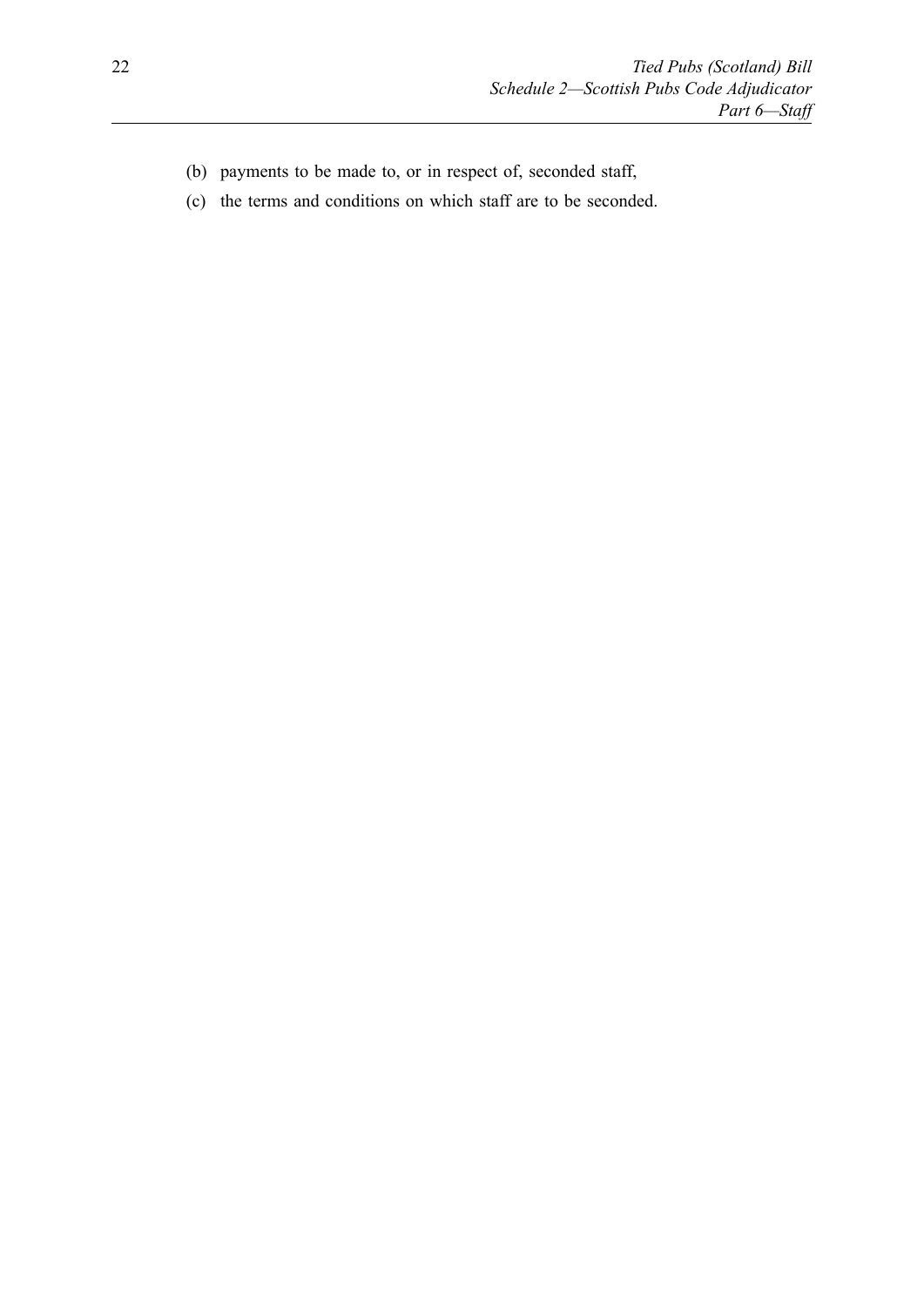(b) payments to be made to, or in respect of, seconded staff,

(c) the terms and conditions on which staff are to be seconded.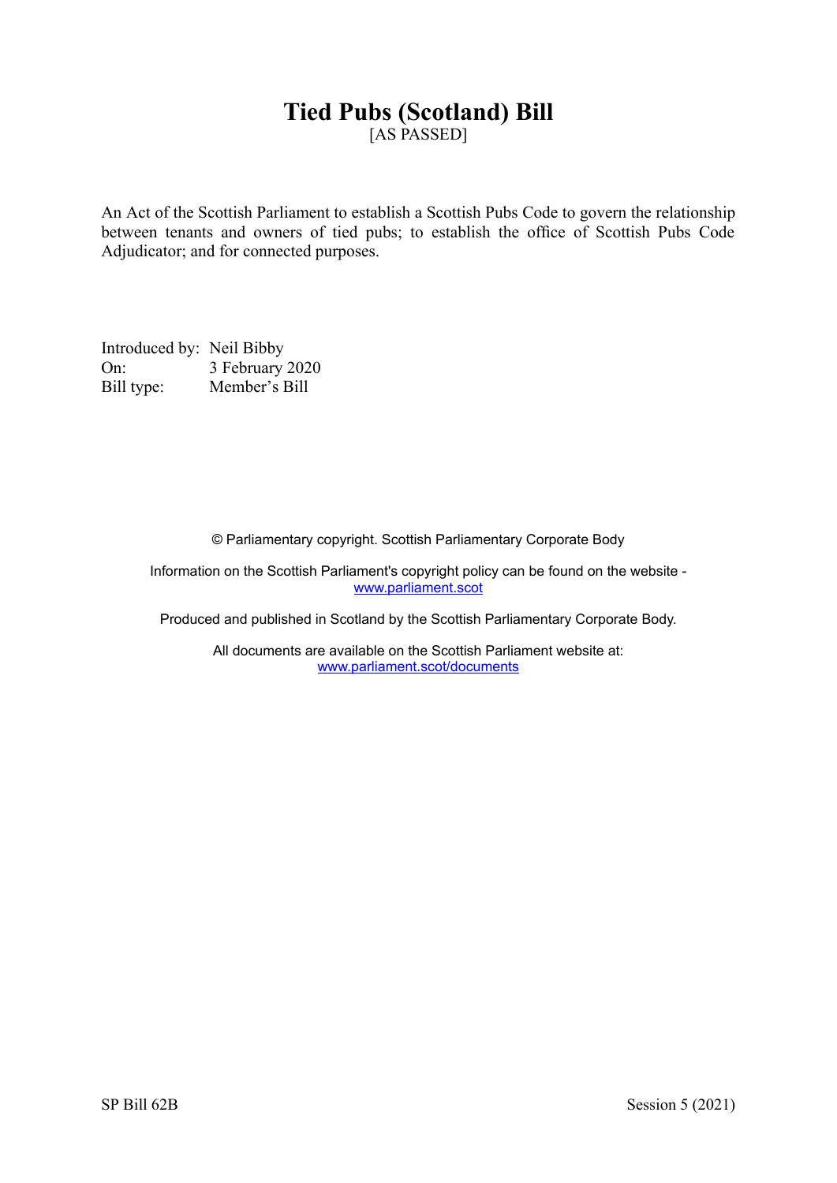# Tied Pubs (Scotland) Bill

[AS PASSED]

An Act of the Scottish Parliament to establish a Scottish Pubs Code to govern the relationship between tenants and owners of tied pubs; to establish the office of Scottish Pubs Code Adjudicator; and for connected purposes.

| | |
|---|---|
| Introduced by: | Neil Bibby |
| On: | 3 February 2020 |
| Bill type: | Member's Bill |

© Parliamentary copyright. Scottish Parliamentary Corporate Body

Information on the Scottish Parliament's copyright policy can be found on the website - www.parliament.scot

Produced and published in Scotland by the Scottish Parliamentary Corporate Body.

All documents are available on the Scottish Parliament website at: www.parliament.scot/documents

SP Bill 62B

Session 5 (2021)